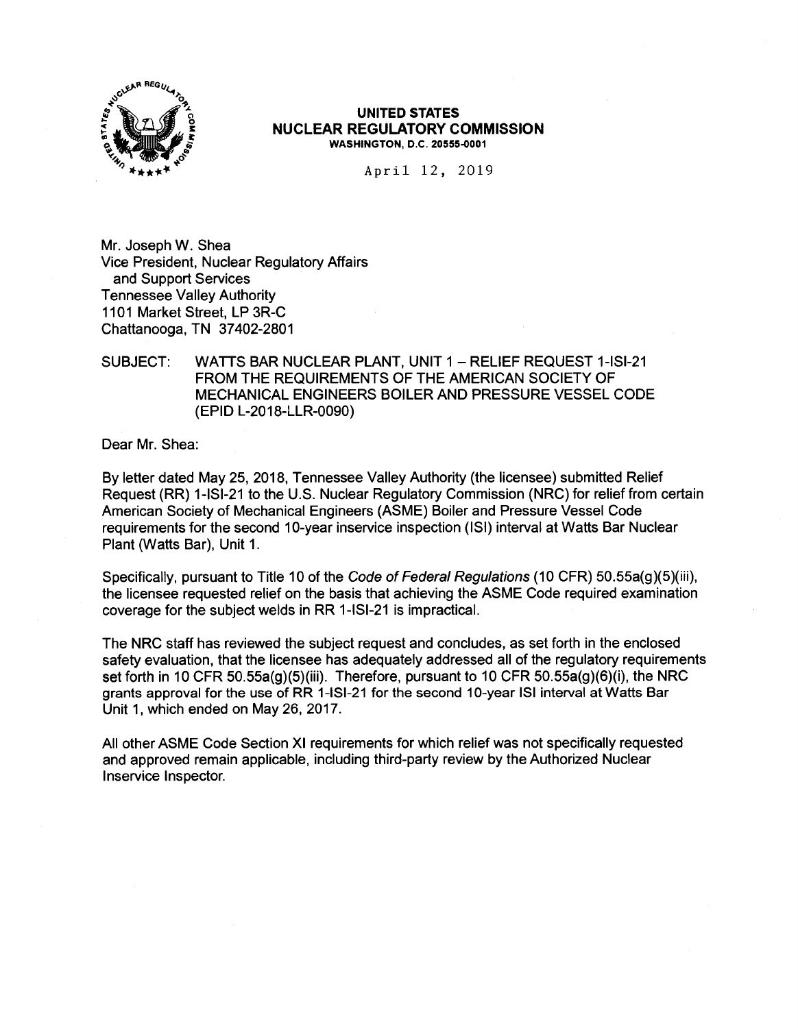**UNITED STATES**
**NUCLEAR REGULATORY COMMISSION**
**WASHINGTON, D.C. 20555-0001**

April 12, 2019

Mr. Joseph W. Shea
Vice President, Nuclear Regulatory Affairs
and Support Services
Tennessee Valley Authority
1101 Market Street, LP 3R-C
Chattanooga, TN 37402-2801

SUBJECT: WATTS BAR NUCLEAR PLANT, UNIT 1 – RELIEF REQUEST 1-ISI-21 FROM THE REQUIREMENTS OF THE AMERICAN SOCIETY OF MECHANICAL ENGINEERS BOILER AND PRESSURE VESSEL CODE (EPID L-2018-LLR-0090)

Dear Mr. Shea:

By letter dated May 25, 2018, Tennessee Valley Authority (the licensee) submitted Relief Request (RR) 1-ISI-21 to the U.S. Nuclear Regulatory Commission (NRC) for relief from certain American Society of Mechanical Engineers (ASME) Boiler and Pressure Vessel Code requirements for the second 10-year inservice inspection (ISI) interval at Watts Bar Nuclear Plant (Watts Bar), Unit 1.

Specifically, pursuant to Title 10 of the *Code of Federal Regulations* (10 CFR) 50.55a(g)(5)(iii), the licensee requested relief on the basis that achieving the ASME Code required examination coverage for the subject welds in RR 1-ISI-21 is impractical.

The NRC staff has reviewed the subject request and concludes, as set forth in the enclosed safety evaluation, that the licensee has adequately addressed all of the regulatory requirements set forth in 10 CFR 50.55a(g)(5)(iii). Therefore, pursuant to 10 CFR 50.55a(g)(6)(i), the NRC grants approval for the use of RR 1-ISI-21 for the second 10-year ISI interval at Watts Bar Unit 1, which ended on May 26, 2017.

All other ASME Code Section XI requirements for which relief was not specifically requested and approved remain applicable, including third-party review by the Authorized Nuclear Inservice Inspector.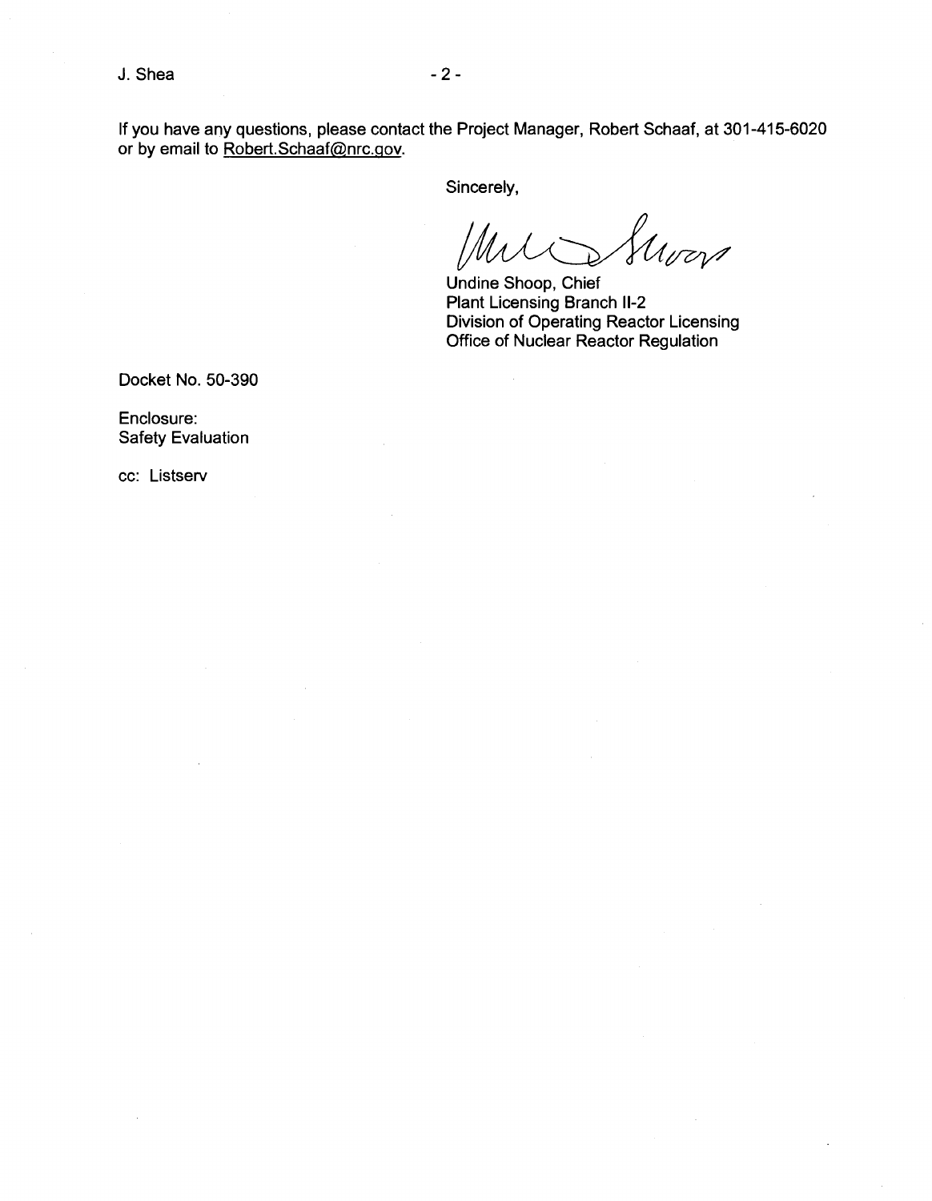If you have any questions, please contact the Project Manager, Robert Schaaf, at 301-415-6020 or by email to Robert.Schaaf@nrc.gov.

Sincerely,

Undine Shoop, Chief
Plant Licensing Branch II-2
Division of Operating Reactor Licensing
Office of Nuclear Reactor Regulation

Docket No. 50-390

Enclosure:
Safety Evaluation

cc: Listserv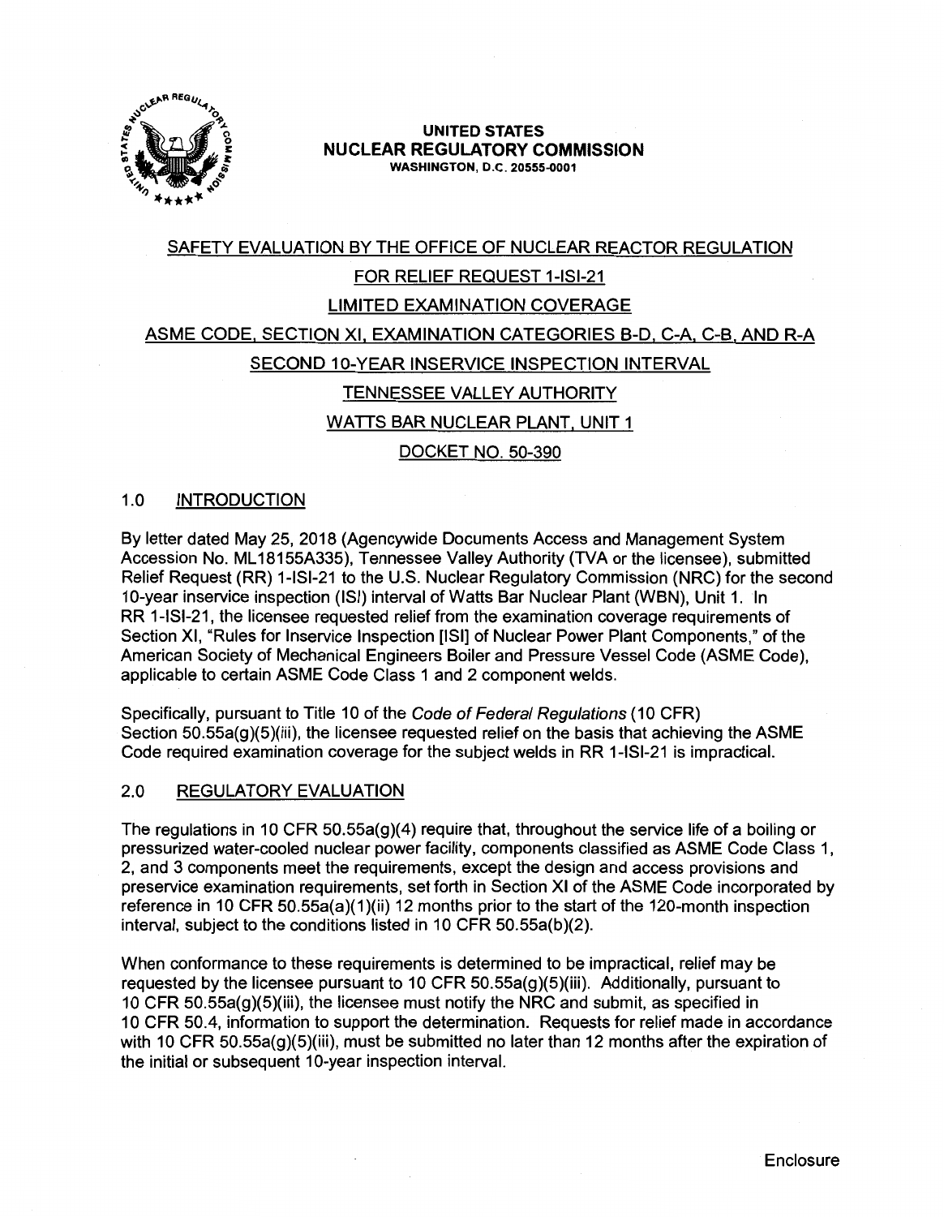**UNITED STATES**
**NUCLEAR REGULATORY COMMISSION**
WASHINGTON, D.C. 20555-0001

SAFETY EVALUATION BY THE OFFICE OF NUCLEAR REACTOR REGULATION

FOR RELIEF REQUEST 1-ISI-21

LIMITED EXAMINATION COVERAGE

ASME CODE, SECTION XI, EXAMINATION CATEGORIES B-D, C-A, C-B, AND R-A

SECOND 10-YEAR INSERVICE INSPECTION INTERVAL

TENNESSEE VALLEY AUTHORITY

WATTS BAR NUCLEAR PLANT, UNIT 1

DOCKET NO. 50-390

## 1.0 INTRODUCTION

By letter dated May 25, 2018 (Agencywide Documents Access and Management System Accession No. ML18155A335), Tennessee Valley Authority (TVA or the licensee), submitted Relief Request (RR) 1-ISI-21 to the U.S. Nuclear Regulatory Commission (NRC) for the second 10-year inservice inspection (ISI) interval of Watts Bar Nuclear Plant (WBN), Unit 1. In RR 1-ISI-21, the licensee requested relief from the examination coverage requirements of Section XI, "Rules for Inservice Inspection [ISI] of Nuclear Power Plant Components," of the American Society of Mechanical Engineers Boiler and Pressure Vessel Code (ASME Code), applicable to certain ASME Code Class 1 and 2 component welds.

Specifically, pursuant to Title 10 of the *Code of Federal Regulations* (10 CFR) Section 50.55a(g)(5)(iii), the licensee requested relief on the basis that achieving the ASME Code required examination coverage for the subject welds in RR 1-ISI-21 is impractical.

## 2.0 REGULATORY EVALUATION

The regulations in 10 CFR 50.55a(g)(4) require that, throughout the service life of a boiling or pressurized water-cooled nuclear power facility, components classified as ASME Code Class 1, 2, and 3 components meet the requirements, except the design and access provisions and preservice examination requirements, set forth in Section XI of the ASME Code incorporated by reference in 10 CFR 50.55a(a)(1)(ii) 12 months prior to the start of the 120-month inspection interval, subject to the conditions listed in 10 CFR 50.55a(b)(2).

When conformance to these requirements is determined to be impractical, relief may be requested by the licensee pursuant to 10 CFR 50.55a(g)(5)(iii). Additionally, pursuant to 10 CFR 50.55a(g)(5)(iii), the licensee must notify the NRC and submit, as specified in 10 CFR 50.4, information to support the determination. Requests for relief made in accordance with 10 CFR 50.55a(g)(5)(iii), must be submitted no later than 12 months after the expiration of the initial or subsequent 10-year inspection interval.

Enclosure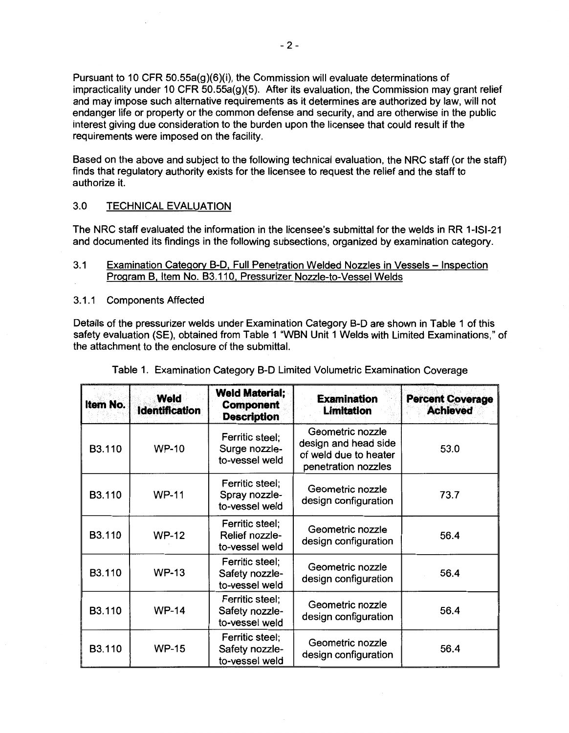Pursuant to 10 CFR 50.55a(g)(6)(i), the Commission will evaluate determinations of impracticality under 10 CFR 50.55a(g)(5). After its evaluation, the Commission may grant relief and may impose such alternative requirements as it determines are authorized by law, will not endanger life or property or the common defense and security, and are otherwise in the public interest giving due consideration to the burden upon the licensee that could result if the requirements were imposed on the facility.

Based on the above and subject to the following technical evaluation, the NRC staff (or the staff) finds that regulatory authority exists for the licensee to request the relief and the staff to authorize it.

## 3.0 TECHNICAL EVALUATION

The NRC staff evaluated the information in the licensee's submittal for the welds in RR 1-ISI-21 and documented its findings in the following subsections, organized by examination category.

### 3.1 Examination Category B-D, Full Penetration Welded Nozzles in Vessels – Inspection Program B, Item No. B3.110, Pressurizer Nozzle-to-Vessel Welds

#### 3.1.1 Components Affected

Details of the pressurizer welds under Examination Category B-D are shown in Table 1 of this safety evaluation (SE), obtained from Table 1 "WBN Unit 1 Welds with Limited Examinations," of the attachment to the enclosure of the submittal.

Table 1. Examination Category B-D Limited Volumetric Examination Coverage

| Item No. | Weld Identification | Weld Material; Component Description | Examination Limitation | Percent Coverage Achieved |
|---|---|---|---|---|
| B3.110 | WP-10 | Ferritic steel; Surge nozzle-to-vessel weld | Geometric nozzle design and head side of weld due to heater penetration nozzles | 53.0 |
| B3.110 | WP-11 | Ferritic steel; Spray nozzle-to-vessel weld | Geometric nozzle design configuration | 73.7 |
| B3.110 | WP-12 | Ferritic steel; Relief nozzle-to-vessel weld | Geometric nozzle design configuration | 56.4 |
| B3.110 | WP-13 | Ferritic steel; Safety nozzle-to-vessel weld | Geometric nozzle design configuration | 56.4 |
| B3.110 | WP-14 | Ferritic steel; Safety nozzle-to-vessel weld | Geometric nozzle design configuration | 56.4 |
| B3.110 | WP-15 | Ferritic steel; Safety nozzle-to-vessel weld | Geometric nozzle design configuration | 56.4 |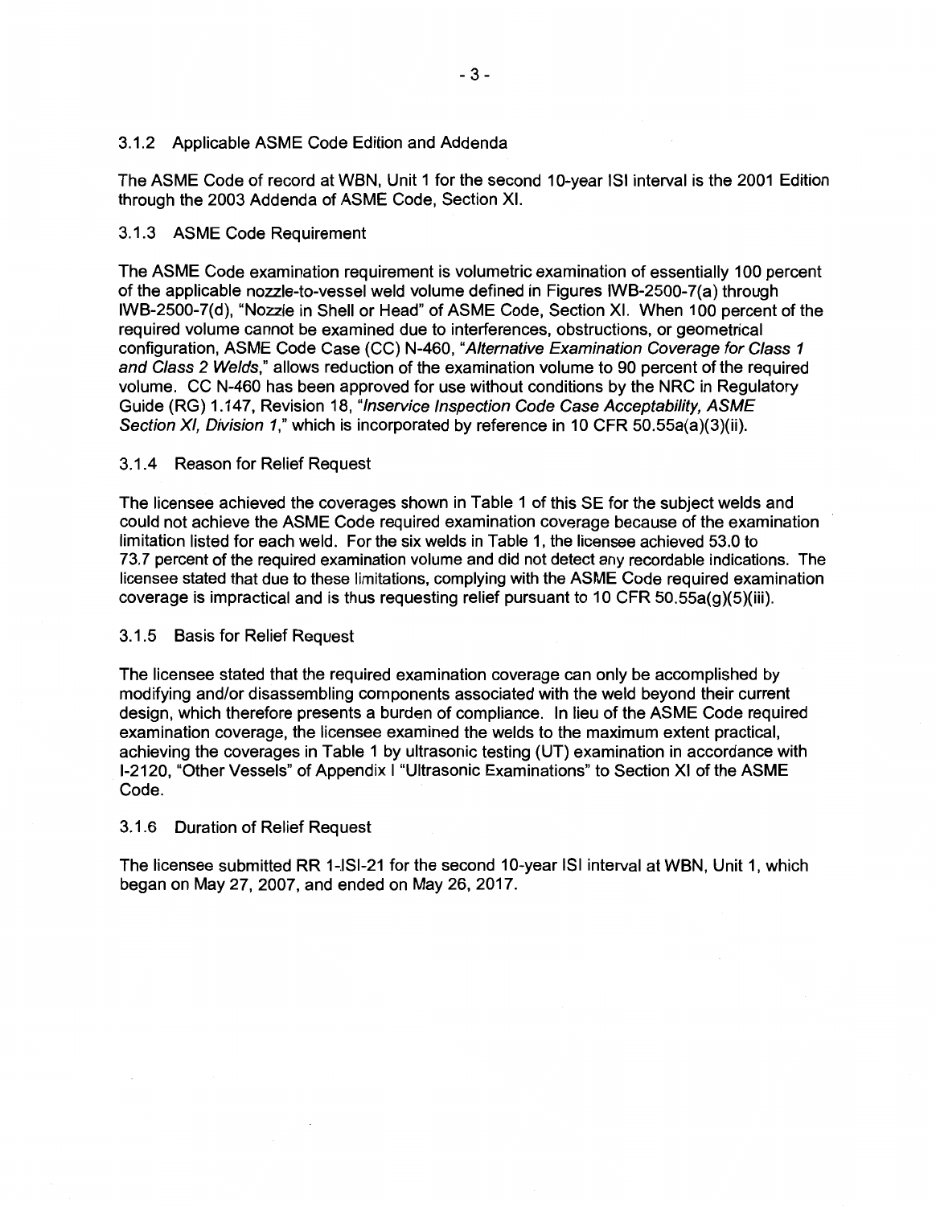### 3.1.2 Applicable ASME Code Edition and Addenda

The ASME Code of record at WBN, Unit 1 for the second 10-year ISI interval is the 2001 Edition through the 2003 Addenda of ASME Code, Section XI.

### 3.1.3 ASME Code Requirement

The ASME Code examination requirement is volumetric examination of essentially 100 percent of the applicable nozzle-to-vessel weld volume defined in Figures IWB-2500-7(a) through IWB-2500-7(d), "Nozzle in Shell or Head" of ASME Code, Section XI. When 100 percent of the required volume cannot be examined due to interferences, obstructions, or geometrical configuration, ASME Code Case (CC) N-460, "*Alternative Examination Coverage for Class 1 and Class 2 Welds*," allows reduction of the examination volume to 90 percent of the required volume. CC N-460 has been approved for use without conditions by the NRC in Regulatory Guide (RG) 1.147, Revision 18, "*Inservice Inspection Code Case Acceptability, ASME Section XI, Division 1*," which is incorporated by reference in 10 CFR 50.55a(a)(3)(ii).

### 3.1.4 Reason for Relief Request

The licensee achieved the coverages shown in Table 1 of this SE for the subject welds and could not achieve the ASME Code required examination coverage because of the examination limitation listed for each weld. For the six welds in Table 1, the licensee achieved 53.0 to 73.7 percent of the required examination volume and did not detect any recordable indications. The licensee stated that due to these limitations, complying with the ASME Code required examination coverage is impractical and is thus requesting relief pursuant to 10 CFR 50.55a(g)(5)(iii).

### 3.1.5 Basis for Relief Request

The licensee stated that the required examination coverage can only be accomplished by modifying and/or disassembling components associated with the weld beyond their current design, which therefore presents a burden of compliance. In lieu of the ASME Code required examination coverage, the licensee examined the welds to the maximum extent practical, achieving the coverages in Table 1 by ultrasonic testing (UT) examination in accordance with I-2120, "Other Vessels" of Appendix I "Ultrasonic Examinations" to Section XI of the ASME Code.

### 3.1.6 Duration of Relief Request

The licensee submitted RR 1-ISI-21 for the second 10-year ISI interval at WBN, Unit 1, which began on May 27, 2007, and ended on May 26, 2017.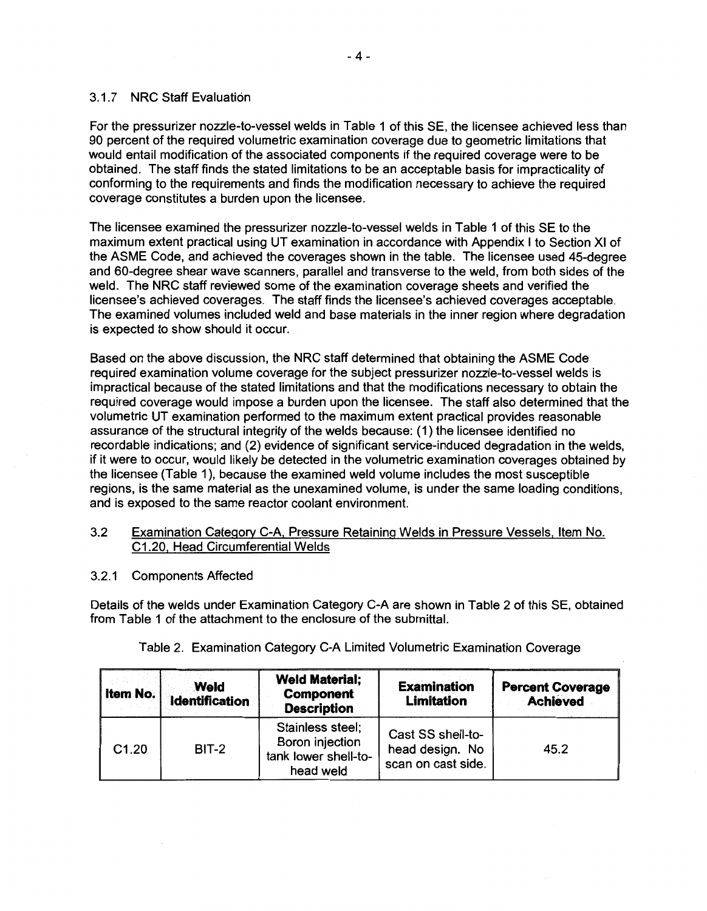### 3.1.7 NRC Staff Evaluation

For the pressurizer nozzle-to-vessel welds in Table 1 of this SE, the licensee achieved less than 90 percent of the required volumetric examination coverage due to geometric limitations that would entail modification of the associated components if the required coverage were to be obtained. The staff finds the stated limitations to be an acceptable basis for impracticality of conforming to the requirements and finds the modification necessary to achieve the required coverage constitutes a burden upon the licensee.

The licensee examined the pressurizer nozzle-to-vessel welds in Table 1 of this SE to the maximum extent practical using UT examination in accordance with Appendix I to Section XI of the ASME Code, and achieved the coverages shown in the table. The licensee used 45-degree and 60-degree shear wave scanners, parallel and transverse to the weld, from both sides of the weld. The NRC staff reviewed some of the examination coverage sheets and verified the licensee's achieved coverages. The staff finds the licensee's achieved coverages acceptable. The examined volumes included weld and base materials in the inner region where degradation is expected to show should it occur.

Based on the above discussion, the NRC staff determined that obtaining the ASME Code required examination volume coverage for the subject pressurizer nozzle-to-vessel welds is impractical because of the stated limitations and that the modifications necessary to obtain the required coverage would impose a burden upon the licensee. The staff also determined that the volumetric UT examination performed to the maximum extent practical provides reasonable assurance of the structural integrity of the welds because: (1) the licensee identified no recordable indications; and (2) evidence of significant service-induced degradation in the welds, if it were to occur, would likely be detected in the volumetric examination coverages obtained by the licensee (Table 1), because the examined weld volume includes the most susceptible regions, is the same material as the unexamined volume, is under the same loading conditions, and is exposed to the same reactor coolant environment.

### 3.2 Examination Category C-A, Pressure Retaining Welds in Pressure Vessels, Item No. C1.20, Head Circumferential Welds

### 3.2.1 Components Affected

Details of the welds under Examination Category C-A are shown in Table 2 of this SE, obtained from Table 1 of the attachment to the enclosure of the submittal.

Table 2. Examination Category C-A Limited Volumetric Examination Coverage

| Item No. | Weld Identification | Weld Material; Component Description | Examination Limitation | Percent Coverage Achieved |
|---|---|---|---|---|
| C1.20 | BIT-2 | Stainless steel; Boron injection tank lower shell-to-head weld | Cast SS shell-to-head design. No scan on cast side. | 45.2 |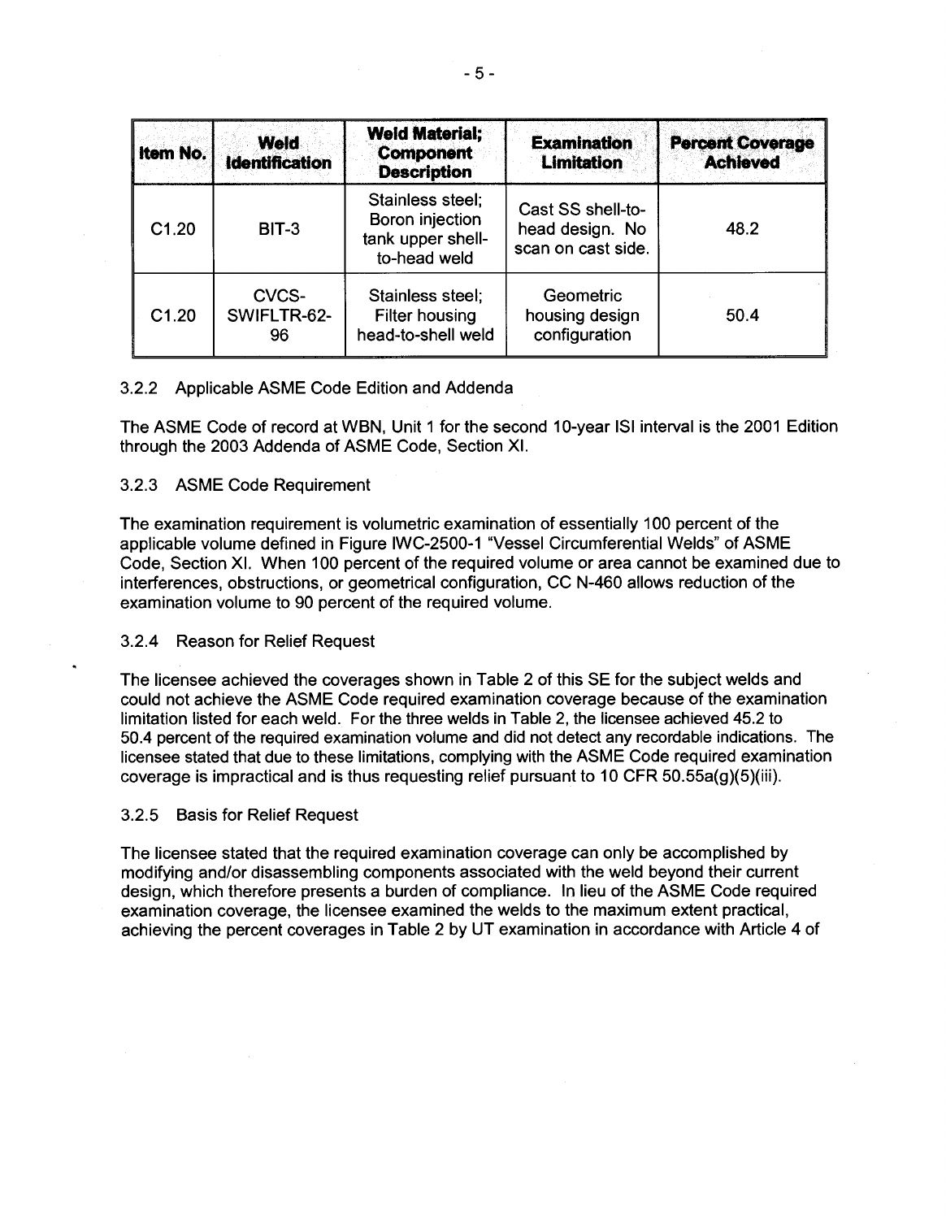| Item No. | Weld Identification | Weld Material; Component Description | Examination Limitation | Percent Coverage Achieved |
|---|---|---|---|---|
| C1.20 | BIT-3 | Stainless steel; Boron injection tank upper shell-to-head weld | Cast SS shell-to-head design. No scan on cast side. | 48.2 |
| C1.20 | CVCS-SWIFLTR-62-96 | Stainless steel; Filter housing head-to-shell weld | Geometric housing design configuration | 50.4 |

3.2.2 Applicable ASME Code Edition and Addenda

The ASME Code of record at WBN, Unit 1 for the second 10-year ISI interval is the 2001 Edition through the 2003 Addenda of ASME Code, Section XI.

3.2.3 ASME Code Requirement

The examination requirement is volumetric examination of essentially 100 percent of the applicable volume defined in Figure IWC-2500-1 "Vessel Circumferential Welds" of ASME Code, Section XI. When 100 percent of the required volume or area cannot be examined due to interferences, obstructions, or geometrical configuration, CC N-460 allows reduction of the examination volume to 90 percent of the required volume.

3.2.4 Reason for Relief Request

The licensee achieved the coverages shown in Table 2 of this SE for the subject welds and could not achieve the ASME Code required examination coverage because of the examination limitation listed for each weld. For the three welds in Table 2, the licensee achieved 45.2 to 50.4 percent of the required examination volume and did not detect any recordable indications. The licensee stated that due to these limitations, complying with the ASME Code required examination coverage is impractical and is thus requesting relief pursuant to 10 CFR 50.55a(g)(5)(iii).

3.2.5 Basis for Relief Request

The licensee stated that the required examination coverage can only be accomplished by modifying and/or disassembling components associated with the weld beyond their current design, which therefore presents a burden of compliance. In lieu of the ASME Code required examination coverage, the licensee examined the welds to the maximum extent practical, achieving the percent coverages in Table 2 by UT examination in accordance with Article 4 of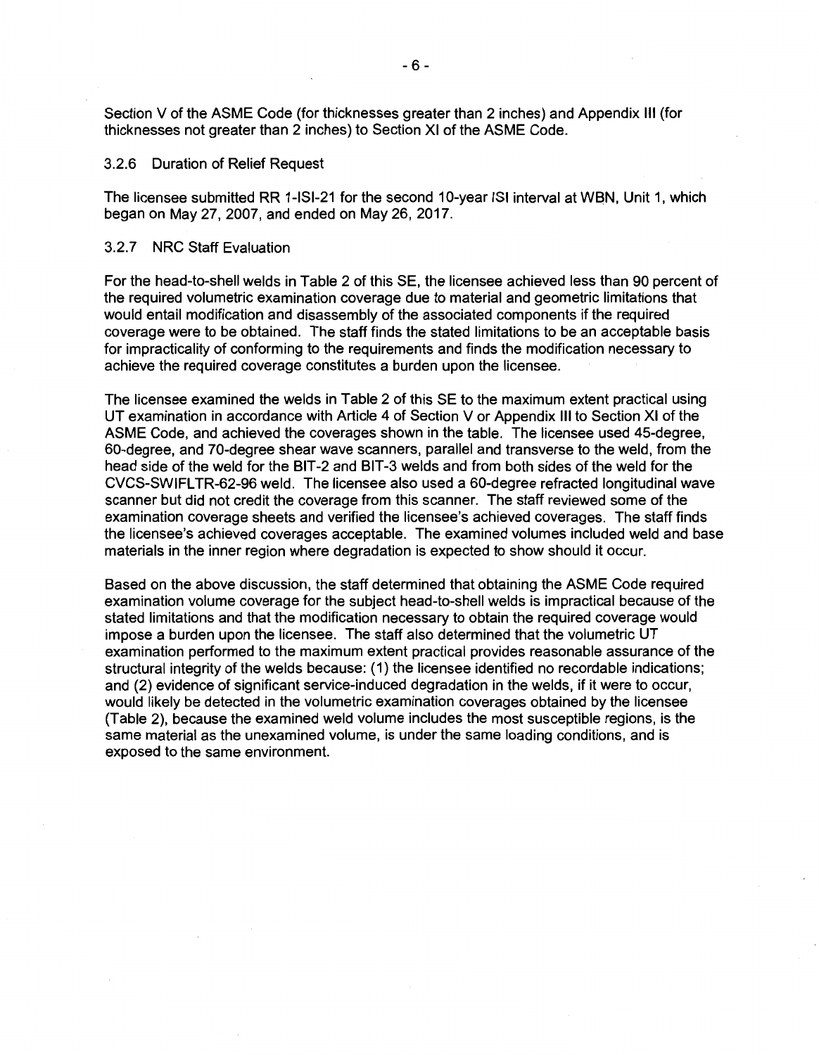Section V of the ASME Code (for thicknesses greater than 2 inches) and Appendix III (for thicknesses not greater than 2 inches) to Section XI of the ASME Code.

### 3.2.6 Duration of Relief Request

The licensee submitted RR 1-ISI-21 for the second 10-year ISI interval at WBN, Unit 1, which began on May 27, 2007, and ended on May 26, 2017.

### 3.2.7 NRC Staff Evaluation

For the head-to-shell welds in Table 2 of this SE, the licensee achieved less than 90 percent of the required volumetric examination coverage due to material and geometric limitations that would entail modification and disassembly of the associated components if the required coverage were to be obtained. The staff finds the stated limitations to be an acceptable basis for impracticality of conforming to the requirements and finds the modification necessary to achieve the required coverage constitutes a burden upon the licensee.

The licensee examined the welds in Table 2 of this SE to the maximum extent practical using UT examination in accordance with Article 4 of Section V or Appendix III to Section XI of the ASME Code, and achieved the coverages shown in the table. The licensee used 45-degree, 60-degree, and 70-degree shear wave scanners, parallel and transverse to the weld, from the head side of the weld for the BIT-2 and BIT-3 welds and from both sides of the weld for the CVCS-SWIFLTR-62-96 weld. The licensee also used a 60-degree refracted longitudinal wave scanner but did not credit the coverage from this scanner. The staff reviewed some of the examination coverage sheets and verified the licensee's achieved coverages. The staff finds the licensee's achieved coverages acceptable. The examined volumes included weld and base materials in the inner region where degradation is expected to show should it occur.

Based on the above discussion, the staff determined that obtaining the ASME Code required examination volume coverage for the subject head-to-shell welds is impractical because of the stated limitations and that the modification necessary to obtain the required coverage would impose a burden upon the licensee. The staff also determined that the volumetric UT examination performed to the maximum extent practical provides reasonable assurance of the structural integrity of the welds because: (1) the licensee identified no recordable indications; and (2) evidence of significant service-induced degradation in the welds, if it were to occur, would likely be detected in the volumetric examination coverages obtained by the licensee (Table 2), because the examined weld volume includes the most susceptible regions, is the same material as the unexamined volume, is under the same loading conditions, and is exposed to the same environment.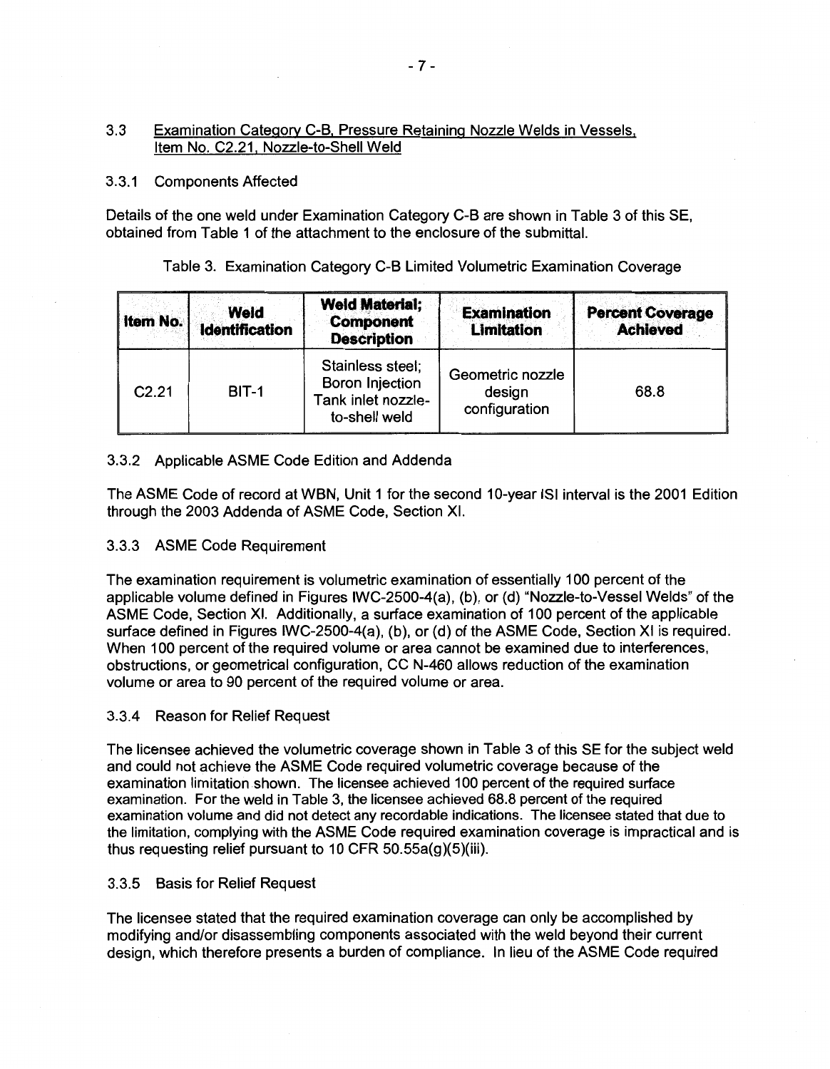### 3.3 Examination Category C-B, Pressure Retaining Nozzle Welds in Vessels, Item No. C2.21, Nozzle-to-Shell Weld

#### 3.3.1 Components Affected

Details of the one weld under Examination Category C-B are shown in Table 3 of this SE, obtained from Table 1 of the attachment to the enclosure of the submittal.

Table 3. Examination Category C-B Limited Volumetric Examination Coverage

| Item No. | Weld Identification | Weld Material; Component Description | Examination Limitation | Percent Coverage Achieved |
|---|---|---|---|---|
| C2.21 | BIT-1 | Stainless steel; Boron Injection Tank inlet nozzle-to-shell weld | Geometric nozzle design configuration | 68.8 |

#### 3.3.2 Applicable ASME Code Edition and Addenda

The ASME Code of record at WBN, Unit 1 for the second 10-year ISI interval is the 2001 Edition through the 2003 Addenda of ASME Code, Section XI.

#### 3.3.3 ASME Code Requirement

The examination requirement is volumetric examination of essentially 100 percent of the applicable volume defined in Figures IWC-2500-4(a), (b), or (d) "Nozzle-to-Vessel Welds" of the ASME Code, Section XI. Additionally, a surface examination of 100 percent of the applicable surface defined in Figures IWC-2500-4(a), (b), or (d) of the ASME Code, Section XI is required. When 100 percent of the required volume or area cannot be examined due to interferences, obstructions, or geometrical configuration, CC N-460 allows reduction of the examination volume or area to 90 percent of the required volume or area.

#### 3.3.4 Reason for Relief Request

The licensee achieved the volumetric coverage shown in Table 3 of this SE for the subject weld and could not achieve the ASME Code required volumetric coverage because of the examination limitation shown. The licensee achieved 100 percent of the required surface examination. For the weld in Table 3, the licensee achieved 68.8 percent of the required examination volume and did not detect any recordable indications. The licensee stated that due to the limitation, complying with the ASME Code required examination coverage is impractical and is thus requesting relief pursuant to 10 CFR 50.55a(g)(5)(iii).

#### 3.3.5 Basis for Relief Request

The licensee stated that the required examination coverage can only be accomplished by modifying and/or disassembling components associated with the weld beyond their current design, which therefore presents a burden of compliance. In lieu of the ASME Code required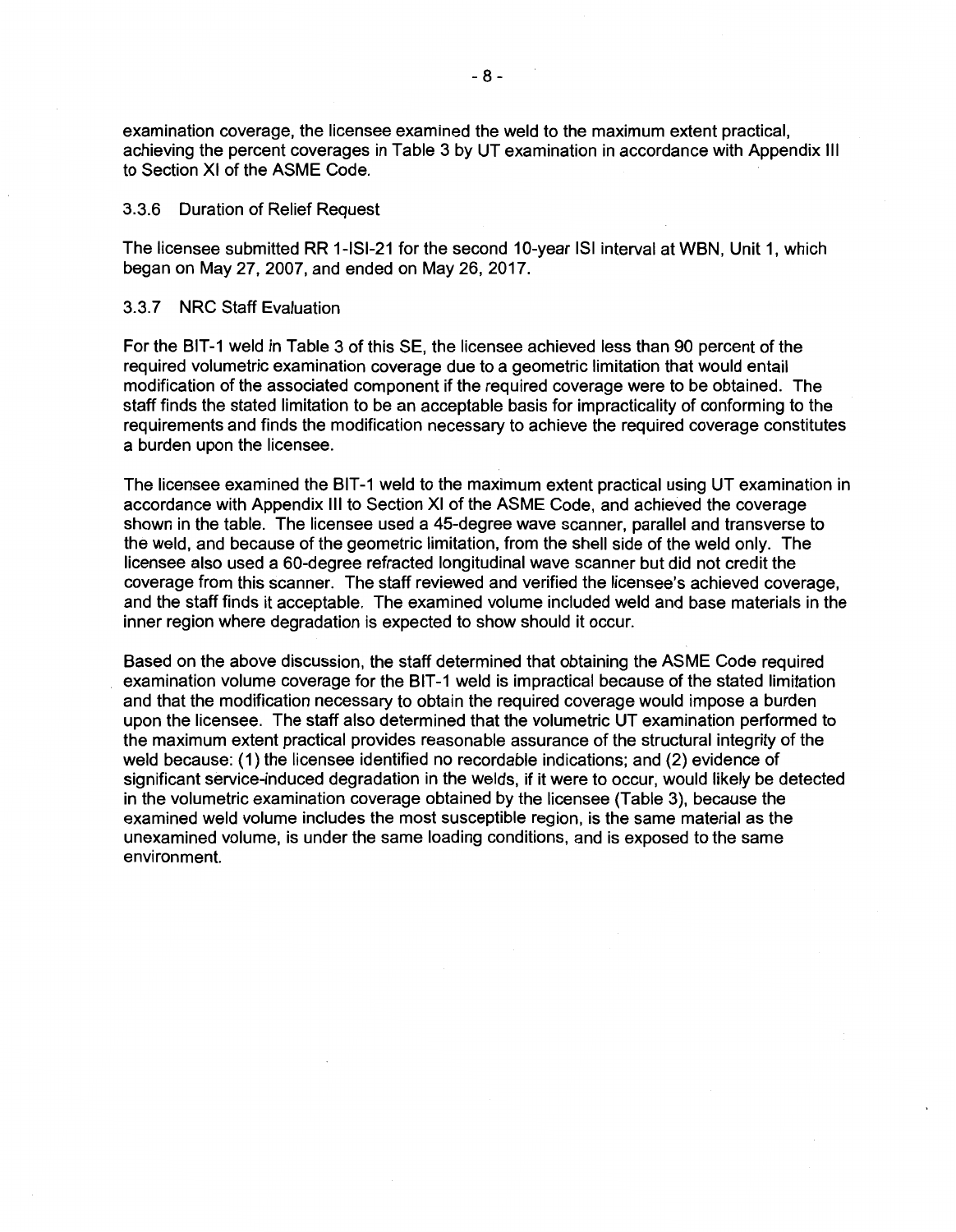examination coverage, the licensee examined the weld to the maximum extent practical, achieving the percent coverages in Table 3 by UT examination in accordance with Appendix III to Section XI of the ASME Code.

### 3.3.6 Duration of Relief Request

The licensee submitted RR 1-ISI-21 for the second 10-year ISI interval at WBN, Unit 1, which began on May 27, 2007, and ended on May 26, 2017.

### 3.3.7 NRC Staff Evaluation

For the BIT-1 weld in Table 3 of this SE, the licensee achieved less than 90 percent of the required volumetric examination coverage due to a geometric limitation that would entail modification of the associated component if the required coverage were to be obtained. The staff finds the stated limitation to be an acceptable basis for impracticality of conforming to the requirements and finds the modification necessary to achieve the required coverage constitutes a burden upon the licensee.

The licensee examined the BIT-1 weld to the maximum extent practical using UT examination in accordance with Appendix III to Section XI of the ASME Code, and achieved the coverage shown in the table. The licensee used a 45-degree wave scanner, parallel and transverse to the weld, and because of the geometric limitation, from the shell side of the weld only. The licensee also used a 60-degree refracted longitudinal wave scanner but did not credit the coverage from this scanner. The staff reviewed and verified the licensee's achieved coverage, and the staff finds it acceptable. The examined volume included weld and base materials in the inner region where degradation is expected to show should it occur.

Based on the above discussion, the staff determined that obtaining the ASME Code required examination volume coverage for the BIT-1 weld is impractical because of the stated limitation and that the modification necessary to obtain the required coverage would impose a burden upon the licensee. The staff also determined that the volumetric UT examination performed to the maximum extent practical provides reasonable assurance of the structural integrity of the weld because: (1) the licensee identified no recordable indications; and (2) evidence of significant service-induced degradation in the welds, if it were to occur, would likely be detected in the volumetric examination coverage obtained by the licensee (Table 3), because the examined weld volume includes the most susceptible region, is the same material as the unexamined volume, is under the same loading conditions, and is exposed to the same environment.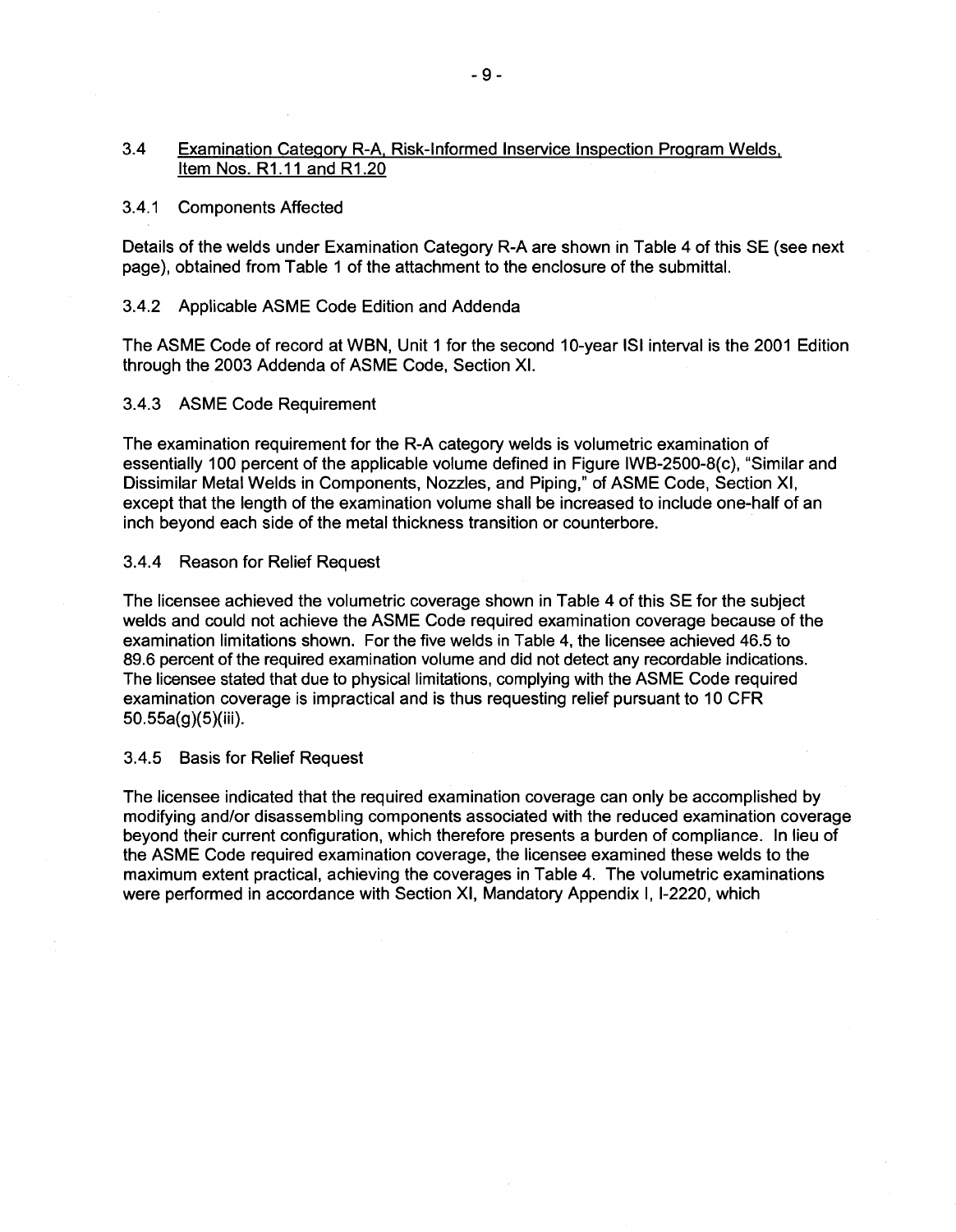### 3.4 Examination Category R-A, Risk-Informed Inservice Inspection Program Welds, Item Nos. R1.11 and R1.20

#### 3.4.1 Components Affected

Details of the welds under Examination Category R-A are shown in Table 4 of this SE (see next page), obtained from Table 1 of the attachment to the enclosure of the submittal.

#### 3.4.2 Applicable ASME Code Edition and Addenda

The ASME Code of record at WBN, Unit 1 for the second 10-year ISI interval is the 2001 Edition through the 2003 Addenda of ASME Code, Section XI.

#### 3.4.3 ASME Code Requirement

The examination requirement for the R-A category welds is volumetric examination of essentially 100 percent of the applicable volume defined in Figure IWB-2500-8(c), "Similar and Dissimilar Metal Welds in Components, Nozzles, and Piping," of ASME Code, Section XI, except that the length of the examination volume shall be increased to include one-half of an inch beyond each side of the metal thickness transition or counterbore.

#### 3.4.4 Reason for Relief Request

The licensee achieved the volumetric coverage shown in Table 4 of this SE for the subject welds and could not achieve the ASME Code required examination coverage because of the examination limitations shown. For the five welds in Table 4, the licensee achieved 46.5 to 89.6 percent of the required examination volume and did not detect any recordable indications. The licensee stated that due to physical limitations, complying with the ASME Code required examination coverage is impractical and is thus requesting relief pursuant to 10 CFR 50.55a(g)(5)(iii).

#### 3.4.5 Basis for Relief Request

The licensee indicated that the required examination coverage can only be accomplished by modifying and/or disassembling components associated with the reduced examination coverage beyond their current configuration, which therefore presents a burden of compliance. In lieu of the ASME Code required examination coverage, the licensee examined these welds to the maximum extent practical, achieving the coverages in Table 4. The volumetric examinations were performed in accordance with Section XI, Mandatory Appendix I, I-2220, which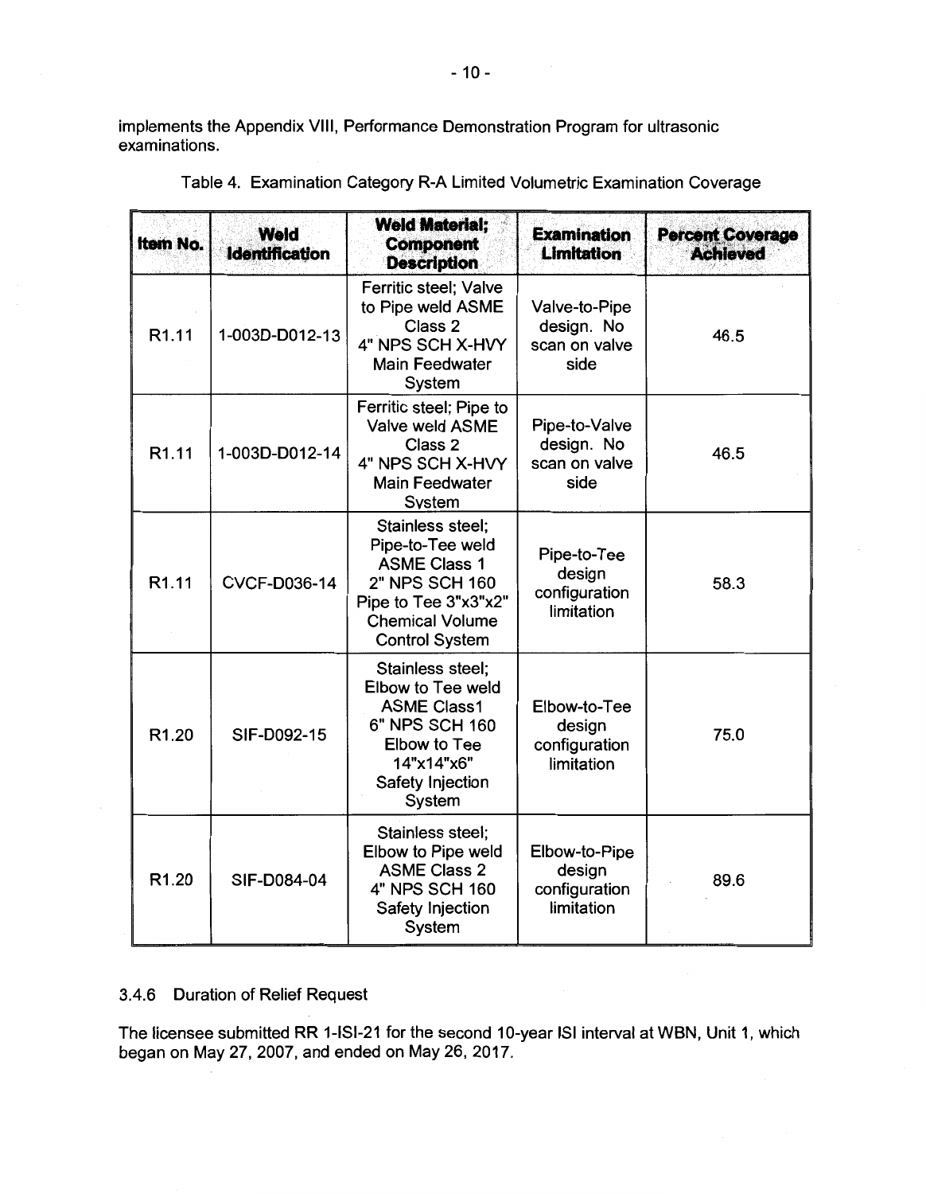implements the Appendix VIII, Performance Demonstration Program for ultrasonic examinations.

Table 4. Examination Category R-A Limited Volumetric Examination Coverage

| Item No. | Weld Identification | Weld Material; Component Description | Examination Limitation | Percent Coverage Achieved |
|---|---|---|---|---|
| R1.11 | 1-003D-D012-13 | Ferritic steel; Valve to Pipe weld ASME Class 2 4" NPS SCH X-HVY Main Feedwater System | Valve-to-Pipe design. No scan on valve side | 46.5 |
| R1.11 | 1-003D-D012-14 | Ferritic steel; Pipe to Valve weld ASME Class 2 4" NPS SCH X-HVY Main Feedwater System | Pipe-to-Valve design. No scan on valve side | 46.5 |
| R1.11 | CVCF-D036-14 | Stainless steel; Pipe-to-Tee weld ASME Class 1 2" NPS SCH 160 Pipe to Tee 3"x3"x2" Chemical Volume Control System | Pipe-to-Tee design configuration limitation | 58.3 |
| R1.20 | SIF-D092-15 | Stainless steel; Elbow to Tee weld ASME Class1 6" NPS SCH 160 Elbow to Tee 14"x14"x6" Safety Injection System | Elbow-to-Tee design configuration limitation | 75.0 |
| R1.20 | SIF-D084-04 | Stainless steel; Elbow to Pipe weld ASME Class 2 4" NPS SCH 160 Safety Injection System | Elbow-to-Pipe design configuration limitation | 89.6 |

### 3.4.6 Duration of Relief Request

The licensee submitted RR 1-ISI-21 for the second 10-year ISI interval at WBN, Unit 1, which began on May 27, 2007, and ended on May 26, 2017.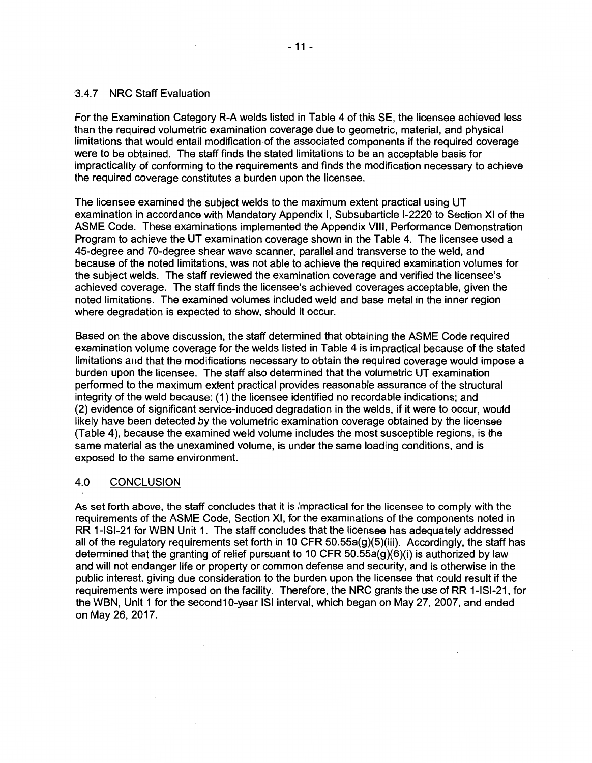### 3.4.7 NRC Staff Evaluation

For the Examination Category R-A welds listed in Table 4 of this SE, the licensee achieved less than the required volumetric examination coverage due to geometric, material, and physical limitations that would entail modification of the associated components if the required coverage were to be obtained. The staff finds the stated limitations to be an acceptable basis for impracticality of conforming to the requirements and finds the modification necessary to achieve the required coverage constitutes a burden upon the licensee.

The licensee examined the subject welds to the maximum extent practical using UT examination in accordance with Mandatory Appendix I, Subsubarticle I-2220 to Section XI of the ASME Code. These examinations implemented the Appendix VIII, Performance Demonstration Program to achieve the UT examination coverage shown in the Table 4. The licensee used a 45-degree and 70-degree shear wave scanner, parallel and transverse to the weld, and because of the noted limitations, was not able to achieve the required examination volumes for the subject welds. The staff reviewed the examination coverage and verified the licensee's achieved coverage. The staff finds the licensee's achieved coverages acceptable, given the noted limitations. The examined volumes included weld and base metal in the inner region where degradation is expected to show, should it occur.

Based on the above discussion, the staff determined that obtaining the ASME Code required examination volume coverage for the welds listed in Table 4 is impractical because of the stated limitations and that the modifications necessary to obtain the required coverage would impose a burden upon the licensee. The staff also determined that the volumetric UT examination performed to the maximum extent practical provides reasonable assurance of the structural integrity of the weld because: (1) the licensee identified no recordable indications; and (2) evidence of significant service-induced degradation in the welds, if it were to occur, would likely have been detected by the volumetric examination coverage obtained by the licensee (Table 4), because the examined weld volume includes the most susceptible regions, is the same material as the unexamined volume, is under the same loading conditions, and is exposed to the same environment.

## 4.0 CONCLUSION

As set forth above, the staff concludes that it is impractical for the licensee to comply with the requirements of the ASME Code, Section XI, for the examinations of the components noted in RR 1-ISI-21 for WBN Unit 1. The staff concludes that the licensee has adequately addressed all of the regulatory requirements set forth in 10 CFR 50.55a(g)(5)(iii). Accordingly, the staff has determined that the granting of relief pursuant to 10 CFR 50.55a(g)(6)(i) is authorized by law and will not endanger life or property or common defense and security, and is otherwise in the public interest, giving due consideration to the burden upon the licensee that could result if the requirements were imposed on the facility. Therefore, the NRC grants the use of RR 1-ISI-21, for the WBN, Unit 1 for the second10-year ISI interval, which began on May 27, 2007, and ended on May 26, 2017.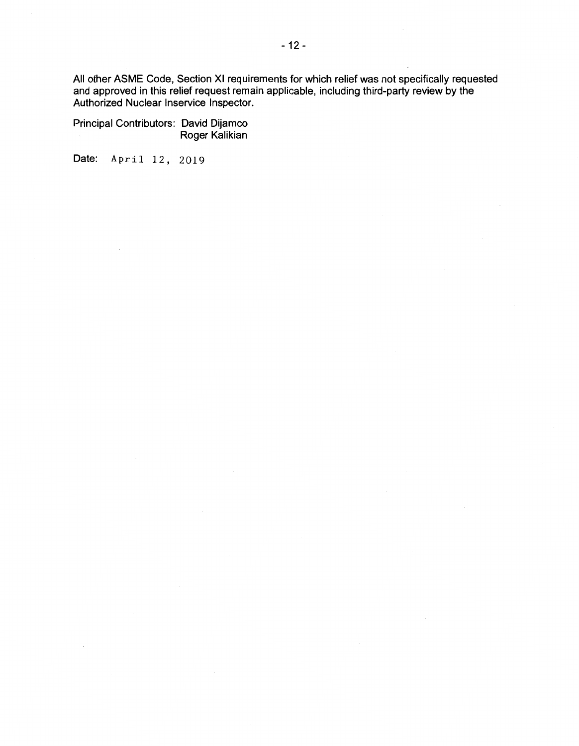All other ASME Code, Section XI requirements for which relief was not specifically requested and approved in this relief request remain applicable, including third-party review by the Authorized Nuclear Inservice Inspector.

Principal Contributors: David Dijamco
Roger Kalikian

Date: April 12, 2019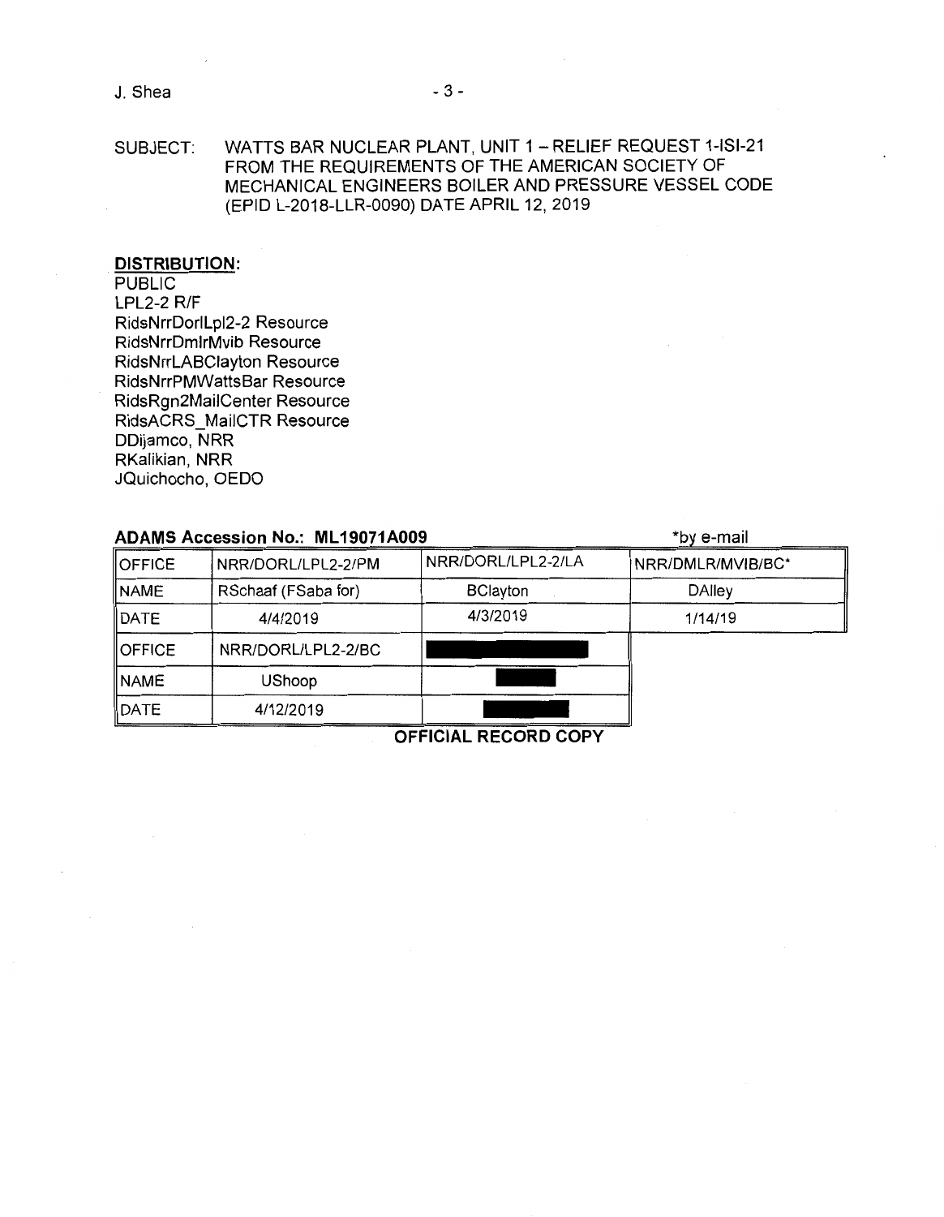J. Shea

SUBJECT: WATTS BAR NUCLEAR PLANT, UNIT 1 – RELIEF REQUEST 1-ISI-21 FROM THE REQUIREMENTS OF THE AMERICAN SOCIETY OF MECHANICAL ENGINEERS BOILER AND PRESSURE VESSEL CODE (EPID L-2018-LLR-0090) DATE APRIL 12, 2019

**DISTRIBUTION:**
PUBLIC
LPL2-2 R/F
RidsNrrDorlLpl2-2 Resource
RidsNrrDmlrMvib Resource
RidsNrrLABClayton Resource
RidsNrrPMWattsBar Resource
RidsRgn2MailCenter Resource
RidsACRS_MailCTR Resource
DDijamco, NRR
RKalikian, NRR
JQuichocho, OEDO

**ADAMS Accession No.: ML19071A009** *by e-mail

| | | | |
|---|---|---|---|
| OFFICE | NRR/DORL/LPL2-2/PM | NRR/DORL/LPL2-2/LA | NRR/DMLR/MVIB/BC* |
| NAME | RSchaaf (FSaba for) | BClayton | DAlley |
| DATE | 4/4/2019 | 4/3/2019 | 1/14/19 |
| OFFICE | NRR/DORL/LPL2-2/BC | | |
| NAME | UShoop | | |
| DATE | 4/12/2019 | | |

**OFFICIAL RECORD COPY**